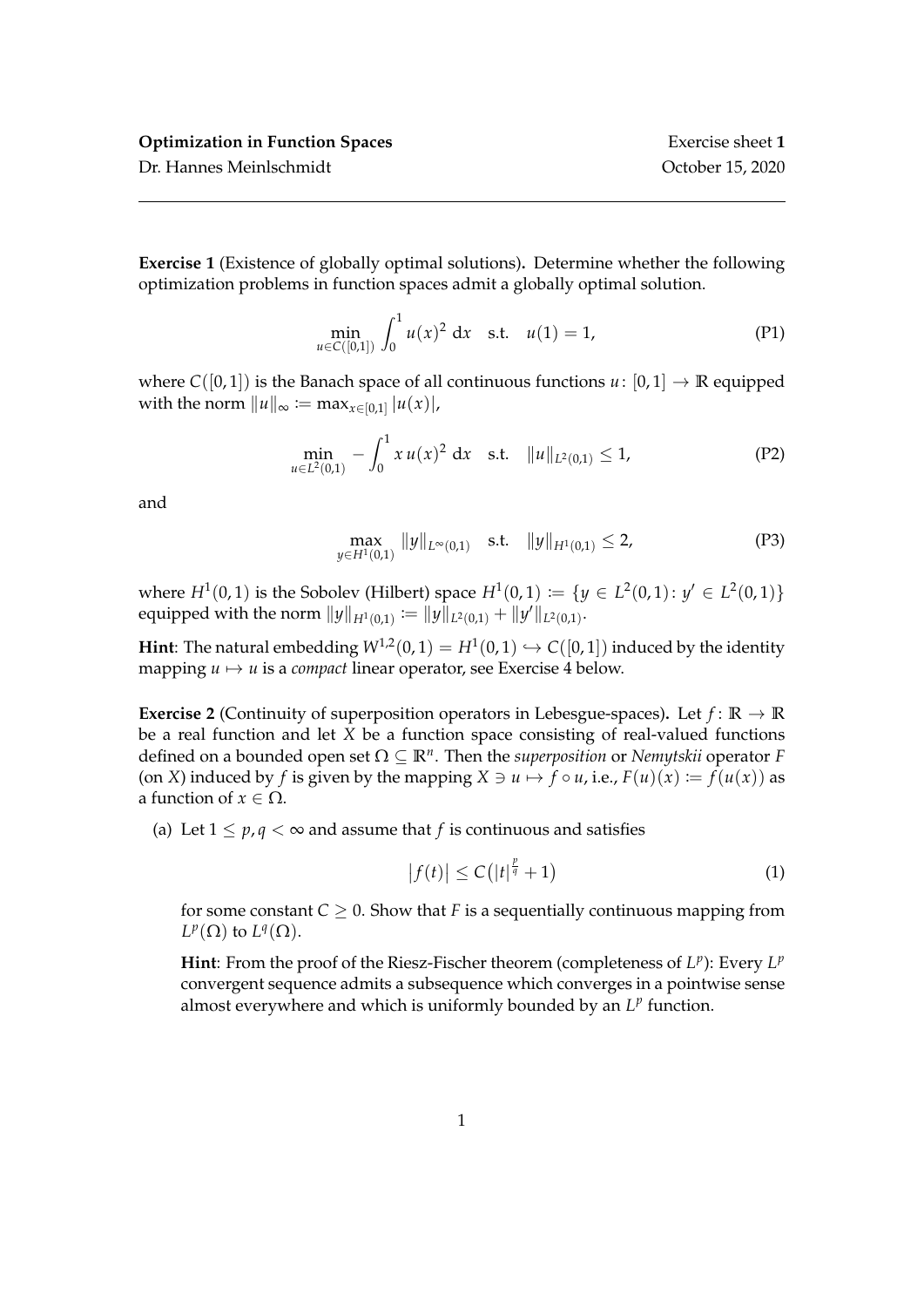**Optimization in Function Spaces** Exercise sheet **1**
Dr. Hannes Meinlschmidt October 15, 2020

---

**Exercise 1** (Existence of globally optimal solutions)**.** Determine whether the following optimization problems in function spaces admit a globally optimal solution.

$$\min_{u \in C([0,1])} \int_0^1 u(x)^2 \, dx \quad \text{s.t.} \quad u(1) = 1, \tag{P1}$$

where $C([0,1])$ is the Banach space of all continuous functions $u\colon [0,1] \to \mathbb{R}$ equipped with the norm $\|u\|_\infty := \max_{x \in [0,1]} |u(x)|$,

$$\min_{u \in L^2(0,1)} \; - \int_0^1 x\, u(x)^2 \, dx \quad \text{s.t.} \quad \|u\|_{L^2(0,1)} \leq 1, \tag{P2}$$

and

$$\max_{y \in H^1(0,1)} \|y\|_{L^\infty(0,1)} \quad \text{s.t.} \quad \|y\|_{H^1(0,1)} \leq 2, \tag{P3}$$

where $H^1(0,1)$ is the Sobolev (Hilbert) space $H^1(0,1) := \{y \in L^2(0,1) \colon y' \in L^2(0,1)\}$ equipped with the norm $\|y\|_{H^1(0,1)} := \|y\|_{L^2(0,1)} + \|y'\|_{L^2(0,1)}$.

**Hint**: The natural embedding $W^{1,2}(0,1) = H^1(0,1) \hookrightarrow C([0,1])$ induced by the identity mapping $u \mapsto u$ is a *compact* linear operator, see Exercise 4 below.

**Exercise 2** (Continuity of superposition operators in Lebesgue-spaces)**.** Let $f\colon \mathbb{R} \to \mathbb{R}$ be a real function and let $X$ be a function space consisting of real-valued functions defined on a bounded open set $\Omega \subseteq \mathbb{R}^n$. Then the *superposition* or *Nemytskii* operator $F$ (on $X$) induced by $f$ is given by the mapping $X \ni u \mapsto f \circ u$, i.e., $F(u)(x) := f(u(x))$ as a function of $x \in \Omega$.

(a) Let $1 \leq p, q < \infty$ and assume that $f$ is continuous and satisfies

$$\left|f(t)\right| \leq C\left(|t|^{\frac{p}{q}} + 1\right) \tag{1}$$

for some constant $C \geq 0$. Show that $F$ is a sequentially continuous mapping from $L^p(\Omega)$ to $L^q(\Omega)$.

**Hint**: From the proof of the Riesz-Fischer theorem (completeness of $L^p$): Every $L^p$ convergent sequence admits a subsequence which converges in a pointwise sense almost everywhere and which is uniformly bounded by an $L^p$ function.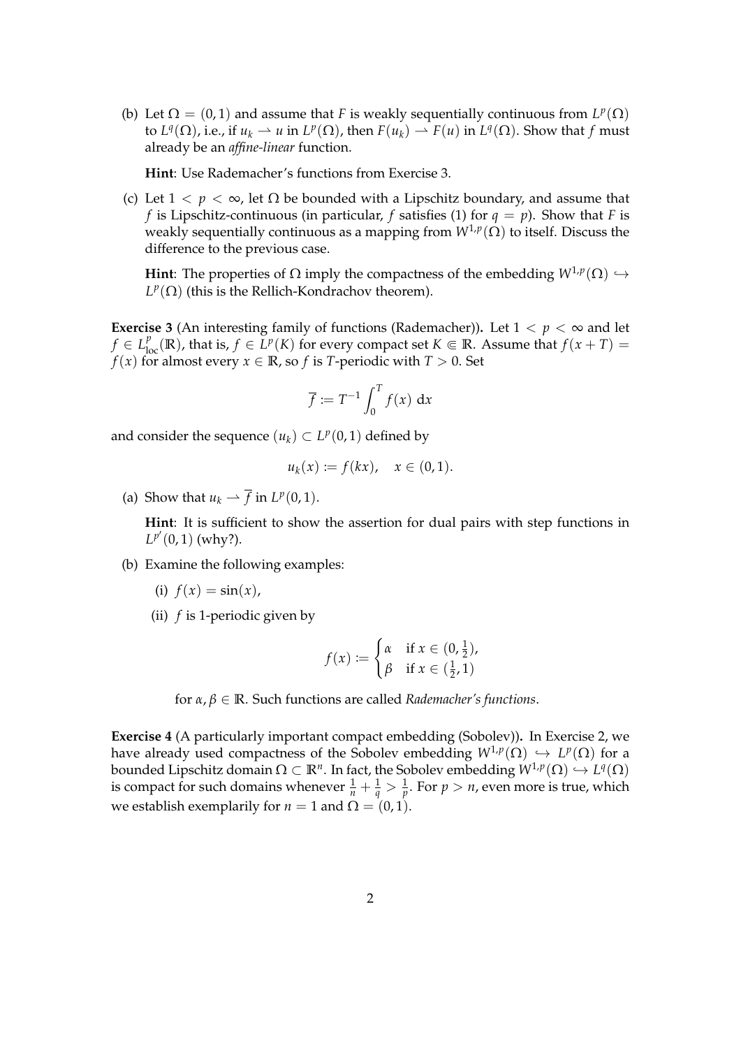(b) Let $\Omega = (0,1)$ and assume that $F$ is weakly sequentially continuous from $L^p(\Omega)$ to $L^q(\Omega)$, i.e., if $u_k \rightharpoonup u$ in $L^p(\Omega)$, then $F(u_k) \rightharpoonup F(u)$ in $L^q(\Omega)$. Show that $f$ must already be an *affine-linear* function.

**Hint**: Use Rademacher's functions from Exercise 3.

(c) Let $1 < p < \infty$, let $\Omega$ be bounded with a Lipschitz boundary, and assume that $f$ is Lipschitz-continuous (in particular, $f$ satisfies (1) for $q = p$). Show that $F$ is weakly sequentially continuous as a mapping from $W^{1,p}(\Omega)$ to itself. Discuss the difference to the previous case.

**Hint**: The properties of $\Omega$ imply the compactness of the embedding $W^{1,p}(\Omega) \hookrightarrow L^p(\Omega)$ (this is the Rellich-Kondrachov theorem).

**Exercise 3** (An interesting family of functions (Rademacher))**.** Let $1 < p < \infty$ and let $f \in L^p_{\text{loc}}(\mathbb{R})$, that is, $f \in L^p(K)$ for every compact set $K \Subset \mathbb{R}$. Assume that $f(x+T) = f(x)$ for almost every $x \in \mathbb{R}$, so $f$ is $T$-periodic with $T > 0$. Set

$$\overline{f} := T^{-1} \int_0^T f(x) \, \mathrm{d}x$$

and consider the sequence $(u_k) \subset L^p(0,1)$ defined by

$$u_k(x) := f(kx), \quad x \in (0,1).$$

(a) Show that $u_k \rightharpoonup \overline{f}$ in $L^p(0,1)$.

**Hint**: It is sufficient to show the assertion for dual pairs with step functions in $L^{p'}(0,1)$ (why?).

(b) Examine the following examples:

(i) $f(x) = \sin(x)$,

(ii) $f$ is 1-periodic given by

$$f(x) := \begin{cases} \alpha & \text{if } x \in (0, \frac{1}{2}), \\ \beta & \text{if } x \in (\frac{1}{2}, 1) \end{cases}$$

for $\alpha, \beta \in \mathbb{R}$. Such functions are called *Rademacher's functions*.

**Exercise 4** (A particularly important compact embedding (Sobolev))**.** In Exercise 2, we have already used compactness of the Sobolev embedding $W^{1,p}(\Omega) \hookrightarrow L^p(\Omega)$ for a bounded Lipschitz domain $\Omega \subset \mathbb{R}^n$. In fact, the Sobolev embedding $W^{1,p}(\Omega) \hookrightarrow L^q(\Omega)$ is compact for such domains whenever $\frac{1}{n} + \frac{1}{q} > \frac{1}{p}$. For $p > n$, even more is true, which we establish exemplarily for $n = 1$ and $\Omega = (0,1)$.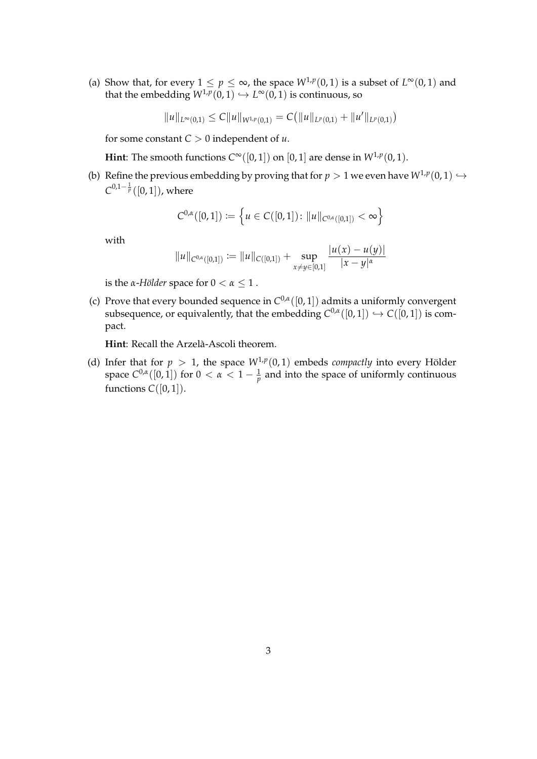(a) Show that, for every $1 \leq p \leq \infty$, the space $W^{1,p}(0,1)$ is a subset of $L^\infty(0,1)$ and that the embedding $W^{1,p}(0,1) \hookrightarrow L^\infty(0,1)$ is continuous, so

$$\|u\|_{L^\infty(0,1)} \leq C\|u\|_{W^{1,p}(0,1)} = C\big(\|u\|_{L^p(0,1)} + \|u'\|_{L^p(0,1)}\big)$$

for some constant $C > 0$ independent of $u$.

**Hint**: The smooth functions $C^\infty([0,1])$ on $[0,1]$ are dense in $W^{1,p}(0,1)$.

(b) Refine the previous embedding by proving that for $p > 1$ we even have $W^{1,p}(0,1) \hookrightarrow C^{0,1-\frac{1}{p}}([0,1])$, where

$$C^{0,\alpha}([0,1]) := \Big\{u \in C([0,1]) \colon \|u\|_{C^{0,\alpha}([0,1])} < \infty\Big\}$$

with

$$\|u\|_{C^{0,\alpha}([0,1])} := \|u\|_{C([0,1])} + \sup_{x \neq y \in [0,1]} \frac{|u(x) - u(y)|}{|x-y|^\alpha}$$

is the *$\alpha$-Hölder* space for $0 < \alpha \leq 1$.

(c) Prove that every bounded sequence in $C^{0,\alpha}([0,1])$ admits a uniformly convergent subsequence, or equivalently, that the embedding $C^{0,\alpha}([0,1]) \hookrightarrow C([0,1])$ is compact.

**Hint**: Recall the Arzelà-Ascoli theorem.

(d) Infer that for $p > 1$, the space $W^{1,p}(0,1)$ embeds *compactly* into every Hölder space $C^{0,\alpha}([0,1])$ for $0 < \alpha < 1 - \frac{1}{p}$ and into the space of uniformly continuous functions $C([0,1])$.